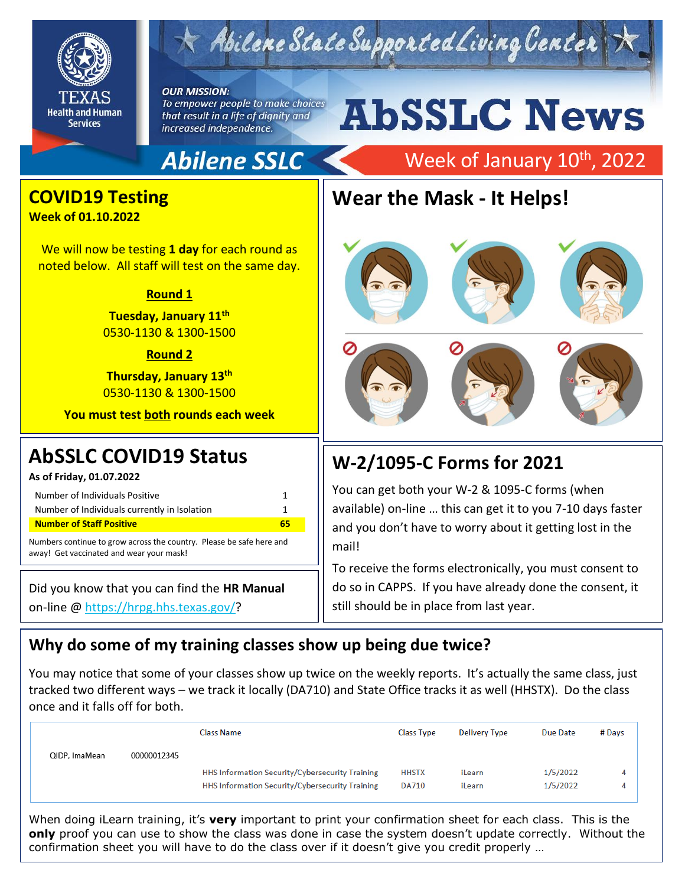# AbSSLC News

Abilene State Supported Living Center

**TEXAS Health and Human Services**

*OUR MISSION:*
*To empower people to make choices that result in a life of dignity and increased independence.*

**Abilene SSLC** — Week of January 10th, 2022

## COVID19 Testing

**Week of 01.10.2022**

We will now be testing **1 day** for each round as noted below. All staff will test on the same day.

**Round 1**

**Tuesday, January 11th**
0530-1130 & 1300-1500

**Round 2**

**Thursday, January 13th**
0530-1130 & 1300-1500

**You must test both rounds each week**

## AbSSLC COVID19 Status

**As of Friday, 01.07.2022**

| | |
|---|---|
| Number of Individuals Positive | 1 |
| Number of Individuals currently in Isolation | 1 |
| **Number of Staff Positive** | **65** |

Numbers continue to grow across the country. Please be safe here and away! Get vaccinated and wear your mask!

Did you know that you can find the **HR Manual** on-line @ https://hrpg.hhs.texas.gov/?

## Wear the Mask - It Helps!

## W-2/1095-C Forms for 2021

You can get both your W-2 & 1095-C forms (when available) on-line … this can get it to you 7-10 days faster and you don't have to worry about it getting lost in the mail!

To receive the forms electronically, you must consent to do so in CAPPS. If you have already done the consent, it still should be in place from last year.

## Why do some of my training classes show up being due twice?

You may notice that some of your classes show up twice on the weekly reports. It's actually the same class, just tracked two different ways – we track it locally (DA710) and State Office tracks it as well (HHSTX). Do the class once and it falls off for both.

| | | Class Name | Class Type | Delivery Type | Due Date | # Days |
|---|---|---|---|---|---|---|
| QIDP, ImaMean | 00000012345 | | | | | |
| | | HHS Information Security/Cybersecurity Training | HHSTX | iLearn | 1/5/2022 | 4 |
| | | HHS Information Security/Cybersecurity Training | DA710 | iLearn | 1/5/2022 | 4 |

When doing iLearn training, it's **very** important to print your confirmation sheet for each class. This is the **only** proof you can use to show the class was done in case the system doesn't update correctly. Without the confirmation sheet you will have to do the class over if it doesn't give you credit properly …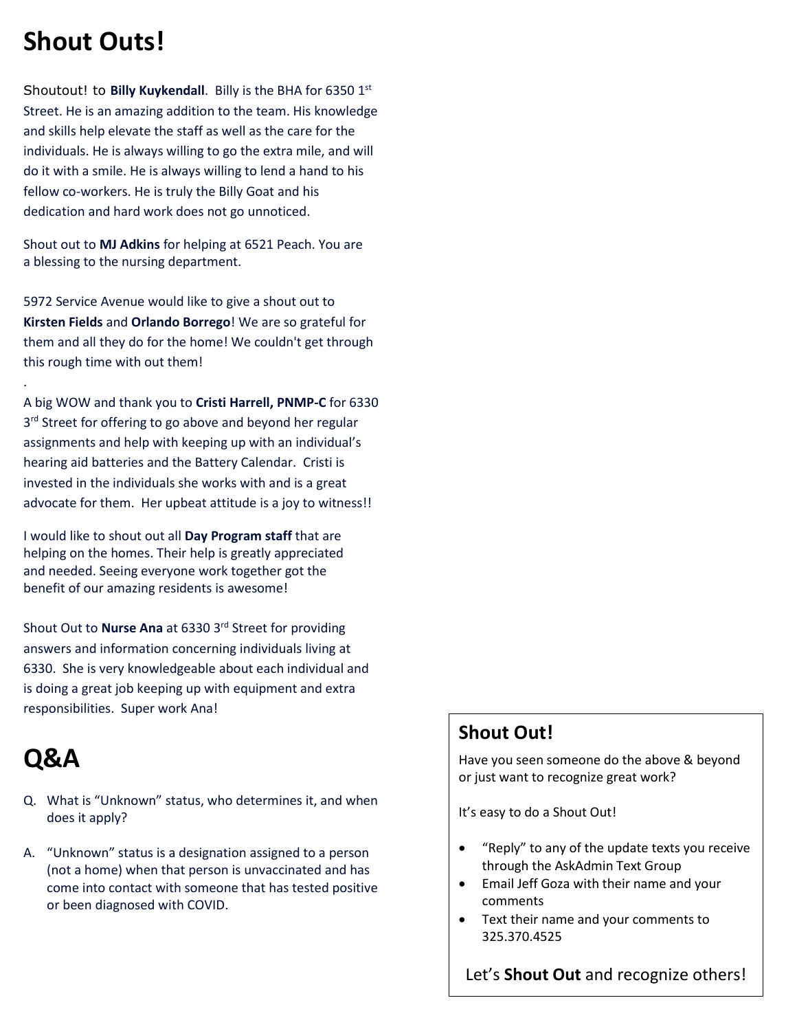# Shout Outs!

Shoutout! to **Billy Kuykendall**. Billy is the BHA for 6350 1st Street. He is an amazing addition to the team. His knowledge and skills help elevate the staff as well as the care for the individuals. He is always willing to go the extra mile, and will do it with a smile. He is always willing to lend a hand to his fellow co-workers. He is truly the Billy Goat and his dedication and hard work does not go unnoticed.

Shout out to **MJ Adkins** for helping at 6521 Peach. You are a blessing to the nursing department.

5972 Service Avenue would like to give a shout out to **Kirsten Fields** and **Orlando Borrego**! We are so grateful for them and all they do for the home! We couldn't get through this rough time with out them!

.

A big WOW and thank you to **Cristi Harrell, PNMP-C** for 6330 3rd Street for offering to go above and beyond her regular assignments and help with keeping up with an individual's hearing aid batteries and the Battery Calendar. Cristi is invested in the individuals she works with and is a great advocate for them. Her upbeat attitude is a joy to witness!!

I would like to shout out all **Day Program staff** that are helping on the homes. Their help is greatly appreciated and needed. Seeing everyone work together got the benefit of our amazing residents is awesome!

Shout Out to **Nurse Ana** at 6330 3rd Street for providing answers and information concerning individuals living at 6330. She is very knowledgeable about each individual and is doing a great job keeping up with equipment and extra responsibilities. Super work Ana!

# Q&A

Q. What is "Unknown" status, who determines it, and when does it apply?

A. "Unknown" status is a designation assigned to a person (not a home) when that person is unvaccinated and has come into contact with someone that has tested positive or been diagnosed with COVID.

## Shout Out!

Have you seen someone do the above & beyond or just want to recognize great work?

It's easy to do a Shout Out!

- "Reply" to any of the update texts you receive through the AskAdmin Text Group
- Email Jeff Goza with their name and your comments
- Text their name and your comments to 325.370.4525

Let's **Shout Out** and recognize others!